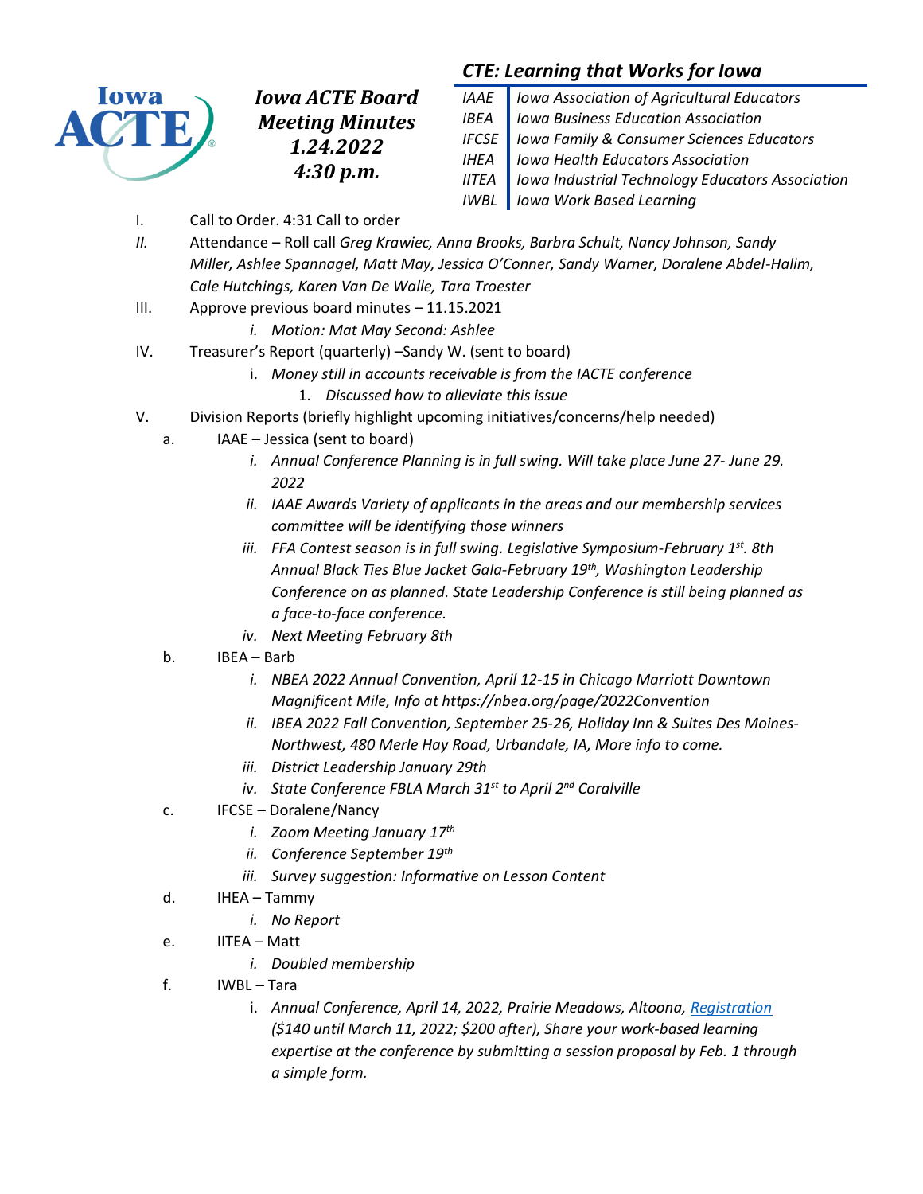# Iowa ACTE Board Meeting Minutes
## 1.24.2022
## 4:30 p.m.

### *CTE: Learning that Works for Iowa*

| | |
|---|---|
| *IAAE* | *Iowa Association of Agricultural Educators* |
| *IBEA* | *Iowa Business Education Association* |
| *IFCSE* | *Iowa Family & Consumer Sciences Educators* |
| *IHEA* | *Iowa Health Educators Association* |
| *IITEA* | *Iowa Industrial Technology Educators Association* |
| *IWBL* | *Iowa Work Based Learning* |

I. Call to Order. 4:31 Call to order

*II.* Attendance – Roll call *Greg Krawiec, Anna Brooks, Barbra Schult, Nancy Johnson, Sandy Miller, Ashlee Spannagel, Matt May, Jessica O'Conner, Sandy Warner, Doralene Abdel-Halim, Cale Hutchings, Karen Van De Walle, Tara Troester*

III. Approve previous board minutes – 11.15.2021
   - i. *Motion: Mat May Second: Ashlee*

IV. Treasurer's Report (quarterly) –Sandy W. (sent to board)
   - i. *Money still in accounts receivable is from the IACTE conference*
     1. *Discussed how to alleviate this issue*

V. Division Reports (briefly highlight upcoming initiatives/concerns/help needed)

   a. IAAE – Jessica (sent to board)
      - i. *Annual Conference Planning is in full swing. Will take place June 27- June 29. 2022*
      - ii. *IAAE Awards Variety of applicants in the areas and our membership services committee will be identifying those winners*
      - iii. *FFA Contest season is in full swing. Legislative Symposium-February 1st. 8th Annual Black Ties Blue Jacket Gala-February 19th, Washington Leadership Conference on as planned. State Leadership Conference is still being planned as a face-to-face conference.*
      - iv. *Next Meeting February 8th*

   b. IBEA – Barb
      - i. *NBEA 2022 Annual Convention, April 12-15 in Chicago Marriott Downtown Magnificent Mile, Info at https://nbea.org/page/2022Convention*
      - ii. *IBEA 2022 Fall Convention, September 25-26, Holiday Inn & Suites Des Moines-Northwest, 480 Merle Hay Road, Urbandale, IA, More info to come.*
      - iii. *District Leadership January 29th*
      - iv. *State Conference FBLA March 31st to April 2nd Coralville*

   c. IFCSE – Doralene/Nancy
      - i. *Zoom Meeting January 17th*
      - ii. *Conference September 19th*
      - iii. *Survey suggestion: Informative on Lesson Content*

   d. IHEA – Tammy
      - i. *No Report*

   e. IITEA – Matt
      - i. *Doubled membership*

   f. IWBL – Tara
      - i. *Annual Conference, April 14, 2022, Prairie Meadows, Altoona, [Registration](Registration) ($140 until March 11, 2022; $200 after), Share your work-based learning expertise at the conference by submitting a session proposal by Feb. 1 through a simple form.*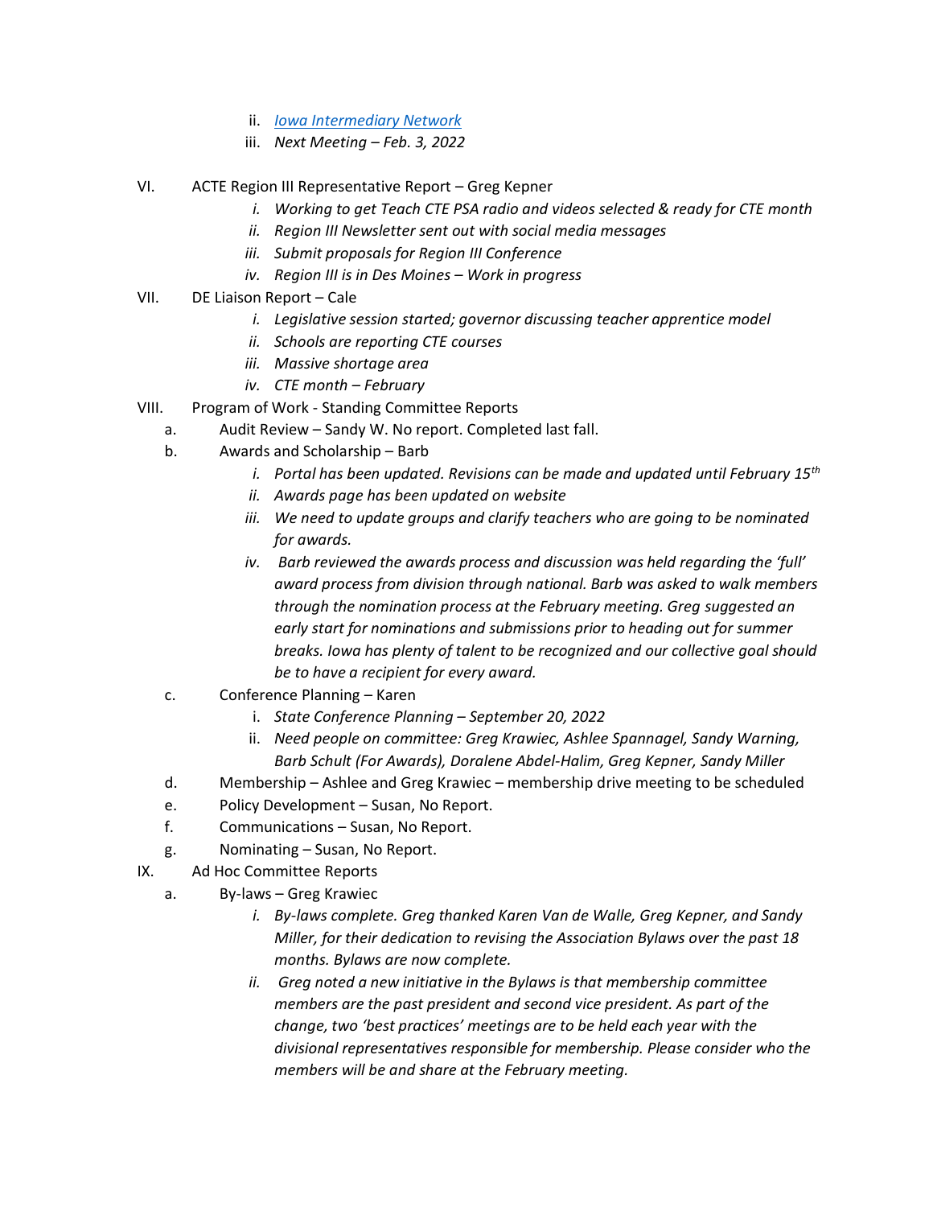ii. *[Iowa Intermediary Network]*
   iii. *Next Meeting – Feb. 3, 2022*

VI. ACTE Region III Representative Report – Greg Kepner
   i. *Working to get Teach CTE PSA radio and videos selected & ready for CTE month*
   ii. *Region III Newsletter sent out with social media messages*
   iii. *Submit proposals for Region III Conference*
   iv. *Region III is in Des Moines – Work in progress*

VII. DE Liaison Report – Cale
   i. *Legislative session started; governor discussing teacher apprentice model*
   ii. *Schools are reporting CTE courses*
   iii. *Massive shortage area*
   iv. *CTE month – February*

VIII. Program of Work - Standing Committee Reports
   a. Audit Review – Sandy W. No report. Completed last fall.
   b. Awards and Scholarship – Barb
      i. *Portal has been updated. Revisions can be made and updated until February 15th*
      ii. *Awards page has been updated on website*
      iii. *We need to update groups and clarify teachers who are going to be nominated for awards.*
      iv. *Barb reviewed the awards process and discussion was held regarding the 'full' award process from division through national. Barb was asked to walk members through the nomination process at the February meeting. Greg suggested an early start for nominations and submissions prior to heading out for summer breaks. Iowa has plenty of talent to be recognized and our collective goal should be to have a recipient for every award.*
   c. Conference Planning – Karen
      i. *State Conference Planning – September 20, 2022*
      ii. *Need people on committee: Greg Krawiec, Ashlee Spannagel, Sandy Warning, Barb Schult (For Awards), Doralene Abdel-Halim, Greg Kepner, Sandy Miller*
   d. Membership – Ashlee and Greg Krawiec – membership drive meeting to be scheduled
   e. Policy Development – Susan, No Report.
   f. Communications – Susan, No Report.
   g. Nominating – Susan, No Report.

IX. Ad Hoc Committee Reports
   a. By-laws – Greg Krawiec
      i. *By-laws complete. Greg thanked Karen Van de Walle, Greg Kepner, and Sandy Miller, for their dedication to revising the Association Bylaws over the past 18 months. Bylaws are now complete.*
      ii. *Greg noted a new initiative in the Bylaws is that membership committee members are the past president and second vice president. As part of the change, two 'best practices' meetings are to be held each year with the divisional representatives responsible for membership. Please consider who the members will be and share at the February meeting.*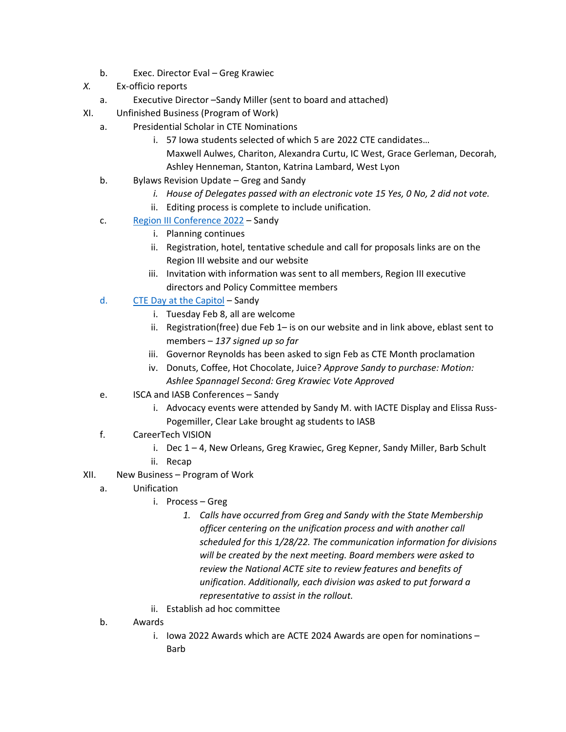b. Exec. Director Eval – Greg Krawiec

*X.* Ex-officio reports

a. Executive Director –Sandy Miller (sent to board and attached)

XI. Unfinished Business (Program of Work)

a. Presidential Scholar in CTE Nominations
   - i. 57 Iowa students selected of which 5 are 2022 CTE candidates… Maxwell Aulwes, Chariton, Alexandra Curtu, IC West, Grace Gerleman, Decorah, Ashley Henneman, Stanton, Katrina Lambard, West Lyon

b. Bylaws Revision Update – Greg and Sandy
   - i. *House of Delegates passed with an electronic vote 15 Yes, 0 No, 2 did not vote.*
   - ii. Editing process is complete to include unification.

c. Region III Conference 2022 – Sandy
   - i. Planning continues
   - ii. Registration, hotel, tentative schedule and call for proposals links are on the Region III website and our website
   - iii. Invitation with information was sent to all members, Region III executive directors and Policy Committee members

d. CTE Day at the Capitol – Sandy
   - i. Tuesday Feb 8, all are welcome
   - ii. Registration(free) due Feb 1– is on our website and in link above, eblast sent to members – *137 signed up so far*
   - iii. Governor Reynolds has been asked to sign Feb as CTE Month proclamation
   - iv. Donuts, Coffee, Hot Chocolate, Juice? *Approve Sandy to purchase: Motion: Ashlee Spannagel Second: Greg Krawiec Vote Approved*

e. ISCA and IASB Conferences – Sandy
   - i. Advocacy events were attended by Sandy M. with IACTE Display and Elissa Russ-Pogemiller, Clear Lake brought ag students to IASB

f. CareerTech VISION
   - i. Dec 1 – 4, New Orleans, Greg Krawiec, Greg Kepner, Sandy Miller, Barb Schult
   - ii. Recap

XII. New Business – Program of Work

a. Unification
   - i. Process – Greg
     1. *Calls have occurred from Greg and Sandy with the State Membership officer centering on the unification process and with another call scheduled for this 1/28/22. The communication information for divisions will be created by the next meeting. Board members were asked to review the National ACTE site to review features and benefits of unification. Additionally, each division was asked to put forward a representative to assist in the rollout.*
   - ii. Establish ad hoc committee

b. Awards
   - i. Iowa 2022 Awards which are ACTE 2024 Awards are open for nominations – Barb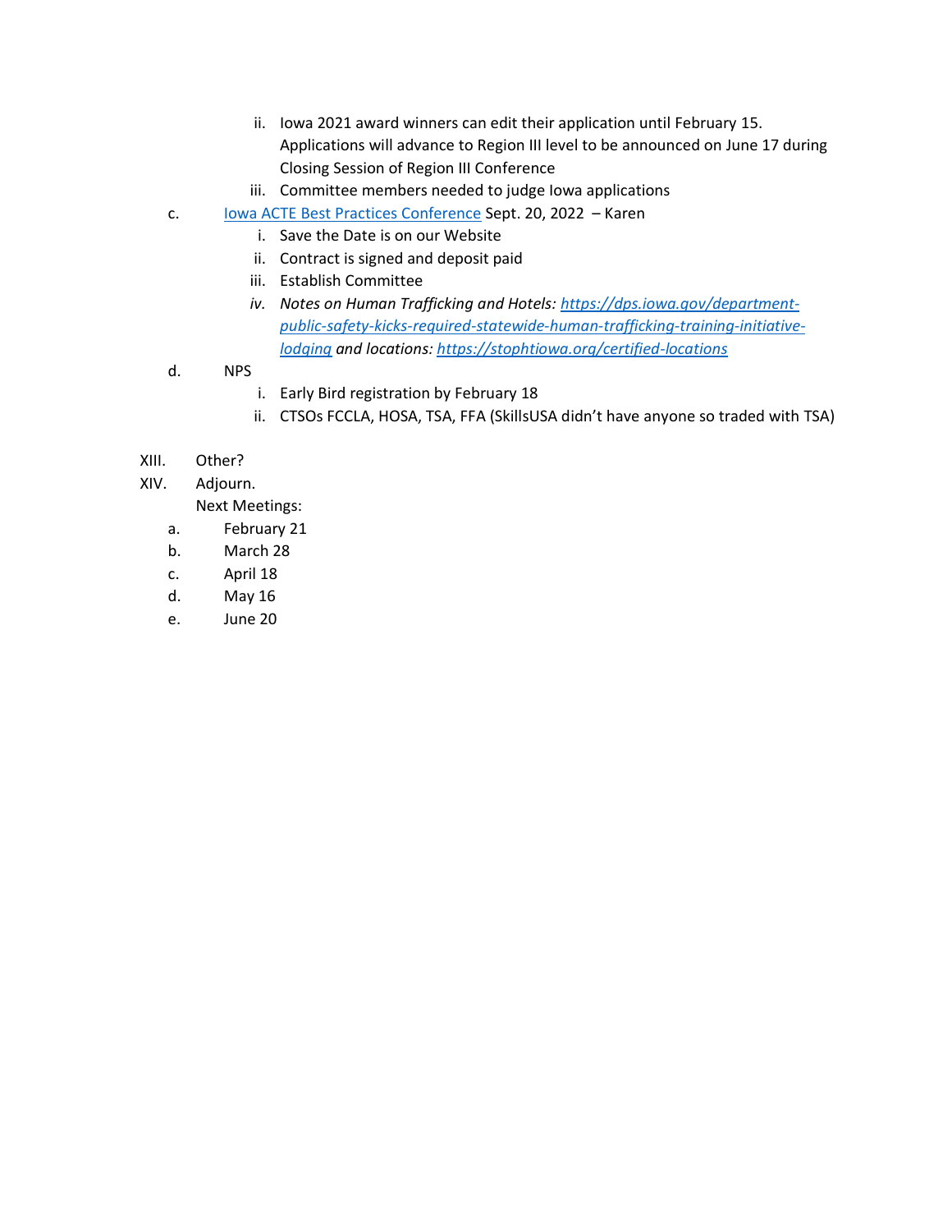ii. Iowa 2021 award winners can edit their application until February 15. Applications will advance to Region III level to be announced on June 17 during Closing Session of Region III Conference
   iii. Committee members needed to judge Iowa applications

c. [Iowa ACTE Best Practices Conference](#) Sept. 20, 2022 – Karen
   i. Save the Date is on our Website
   ii. Contract is signed and deposit paid
   iii. Establish Committee
   iv. *Notes on Human Trafficking and Hotels: [https://dps.iowa.gov/department-public-safety-kicks-required-statewide-human-trafficking-training-initiative-lodging](https://dps.iowa.gov/department-public-safety-kicks-required-statewide-human-trafficking-training-initiative-lodging) and locations: [https://stophtiowa.org/certified-locations](https://stophtiowa.org/certified-locations)*

d. NPS
   i. Early Bird registration by February 18
   ii. CTSOs FCCLA, HOSA, TSA, FFA (SkillsUSA didn't have anyone so traded with TSA)

XIII. Other?

XIV. Adjourn.

Next Meetings:

a. February 21
b. March 28
c. April 18
d. May 16
e. June 20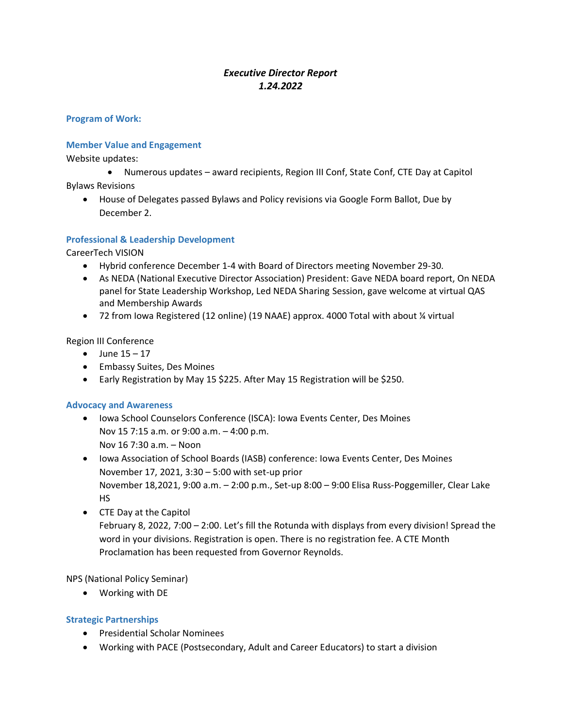***Executive Director Report***
***1.24.2022***

### Program of Work:

### Member Value and Engagement

Website updates:

- Numerous updates – award recipients, Region III Conf, State Conf, CTE Day at Capitol

Bylaws Revisions

- House of Delegates passed Bylaws and Policy revisions via Google Form Ballot, Due by December 2.

### Professional & Leadership Development

CareerTech VISION

- Hybrid conference December 1-4 with Board of Directors meeting November 29-30.
- As NEDA (National Executive Director Association) President: Gave NEDA board report, On NEDA panel for State Leadership Workshop, Led NEDA Sharing Session, gave welcome at virtual QAS and Membership Awards
- 72 from Iowa Registered (12 online) (19 NAAE) approx. 4000 Total with about ¼ virtual

Region III Conference

- June 15 – 17
- Embassy Suites, Des Moines
- Early Registration by May 15 $225. After May 15 Registration will be $250.

### Advocacy and Awareness

- Iowa School Counselors Conference (ISCA): Iowa Events Center, Des Moines
  Nov 15 7:15 a.m. or 9:00 a.m. – 4:00 p.m.
  Nov 16 7:30 a.m. – Noon
- Iowa Association of School Boards (IASB) conference: Iowa Events Center, Des Moines
  November 17, 2021, 3:30 – 5:00 with set-up prior
  November 18,2021, 9:00 a.m. – 2:00 p.m., Set-up 8:00 – 9:00 Elisa Russ-Poggemiller, Clear Lake HS
- CTE Day at the Capitol
  February 8, 2022, 7:00 – 2:00. Let's fill the Rotunda with displays from every division! Spread the word in your divisions. Registration is open. There is no registration fee. A CTE Month Proclamation has been requested from Governor Reynolds.

NPS (National Policy Seminar)

- Working with DE

### Strategic Partnerships

- Presidential Scholar Nominees
- Working with PACE (Postsecondary, Adult and Career Educators) to start a division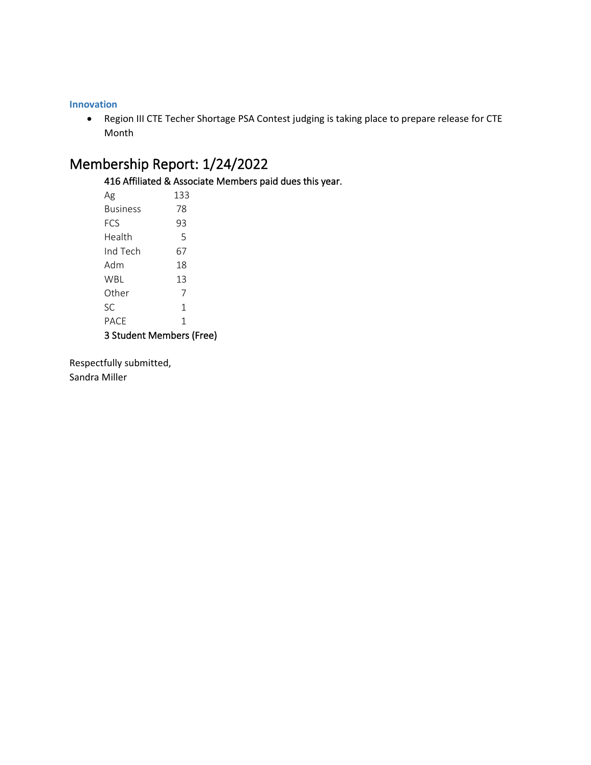### Innovation

- Region III CTE Techer Shortage PSA Contest judging is taking place to prepare release for CTE Month

# Membership Report: 1/24/2022

416 Affiliated & Associate Members paid dues this year.

| | |
|---|---|
| Ag | 133 |
| Business | 78 |
| FCS | 93 |
| Health | 5 |
| Ind Tech | 67 |
| Adm | 18 |
| WBL | 13 |
| Other | 7 |
| SC | 1 |
| PACE | 1 |

3 Student Members (Free)

Respectfully submitted,
Sandra Miller